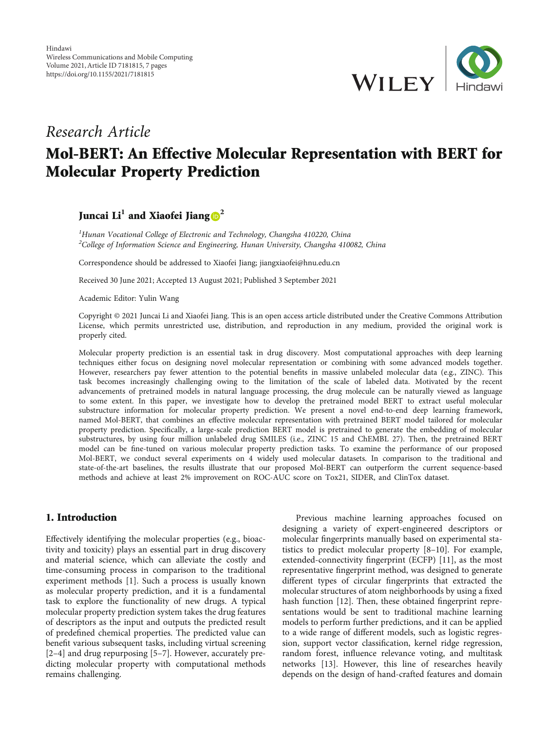Hindawi
Wireless Communications and Mobile Computing
Volume 2021, Article ID 7181815, 7 pages
https://doi.org/10.1155/2021/7181815

*Research Article*

# Mol-BERT: An Effective Molecular Representation with BERT for Molecular Property Prediction

**Juncai Li[1] and Xiaofei Jiang[2]**

[1]*Hunan Vocational College of Electronic and Technology, Changsha 410220, China*
[2]*College of Information Science and Engineering, Hunan University, Changsha 410082, China*

Correspondence should be addressed to Xiaofei Jiang; jiangxiaofei@hnu.edu.cn

Received 30 June 2021; Accepted 13 August 2021; Published 3 September 2021

Academic Editor: Yulin Wang

Copyright © 2021 Juncai Li and Xiaofei Jiang. This is an open access article distributed under the Creative Commons Attribution License, which permits unrestricted use, distribution, and reproduction in any medium, provided the original work is properly cited.

Molecular property prediction is an essential task in drug discovery. Most computational approaches with deep learning techniques either focus on designing novel molecular representation or combining with some advanced models together. However, researchers pay fewer attention to the potential benefits in massive unlabeled molecular data (e.g., ZINC). This task becomes increasingly challenging owing to the limitation of the scale of labeled data. Motivated by the recent advancements of pretrained models in natural language processing, the drug molecule can be naturally viewed as language to some extent. In this paper, we investigate how to develop the pretrained model BERT to extract useful molecular substructure information for molecular property prediction. We present a novel end-to-end deep learning framework, named Mol-BERT, that combines an effective molecular representation with pretrained BERT model tailored for molecular property prediction. Specifically, a large-scale prediction BERT model is pretrained to generate the embedding of molecular substructures, by using four million unlabeled drug SMILES (i.e., ZINC 15 and ChEMBL 27). Then, the pretrained BERT model can be fine-tuned on various molecular property prediction tasks. To examine the performance of our proposed Mol-BERT, we conduct several experiments on 4 widely used molecular datasets. In comparison to the traditional and state-of-the-art baselines, the results illustrate that our proposed Mol-BERT can outperform the current sequence-based methods and achieve at least 2% improvement on ROC-AUC score on Tox21, SIDER, and ClinTox dataset.

## 1. Introduction

Effectively identifying the molecular properties (e.g., bioactivity and toxicity) plays an essential part in drug discovery and material science, which can alleviate the costly and time-consuming process in comparison to the traditional experiment methods [1]. Such a process is usually known as molecular property prediction, and it is a fundamental task to explore the functionality of new drugs. A typical molecular property prediction system takes the drug features of descriptors as the input and outputs the predicted result of predefined chemical properties. The predicted value can benefit various subsequent tasks, including virtual screening [2–4] and drug repurposing [5–7]. However, accurately predicting molecular property with computational methods remains challenging.

Previous machine learning approaches focused on designing a variety of expert-engineered descriptors or molecular fingerprints manually based on experimental statistics to predict molecular property [8–10]. For example, extended-connectivity fingerprint (ECFP) [11], as the most representative fingerprint method, was designed to generate different types of circular fingerprints that extracted the molecular structures of atom neighborhoods by using a fixed hash function [12]. Then, these obtained fingerprint representations would be sent to traditional machine learning models to perform further predictions, and it can be applied to a wide range of different models, such as logistic regression, support vector classification, kernel ridge regression, random forest, influence relevance voting, and multitask networks [13]. However, this line of researches heavily depends on the design of hand-crafted features and domain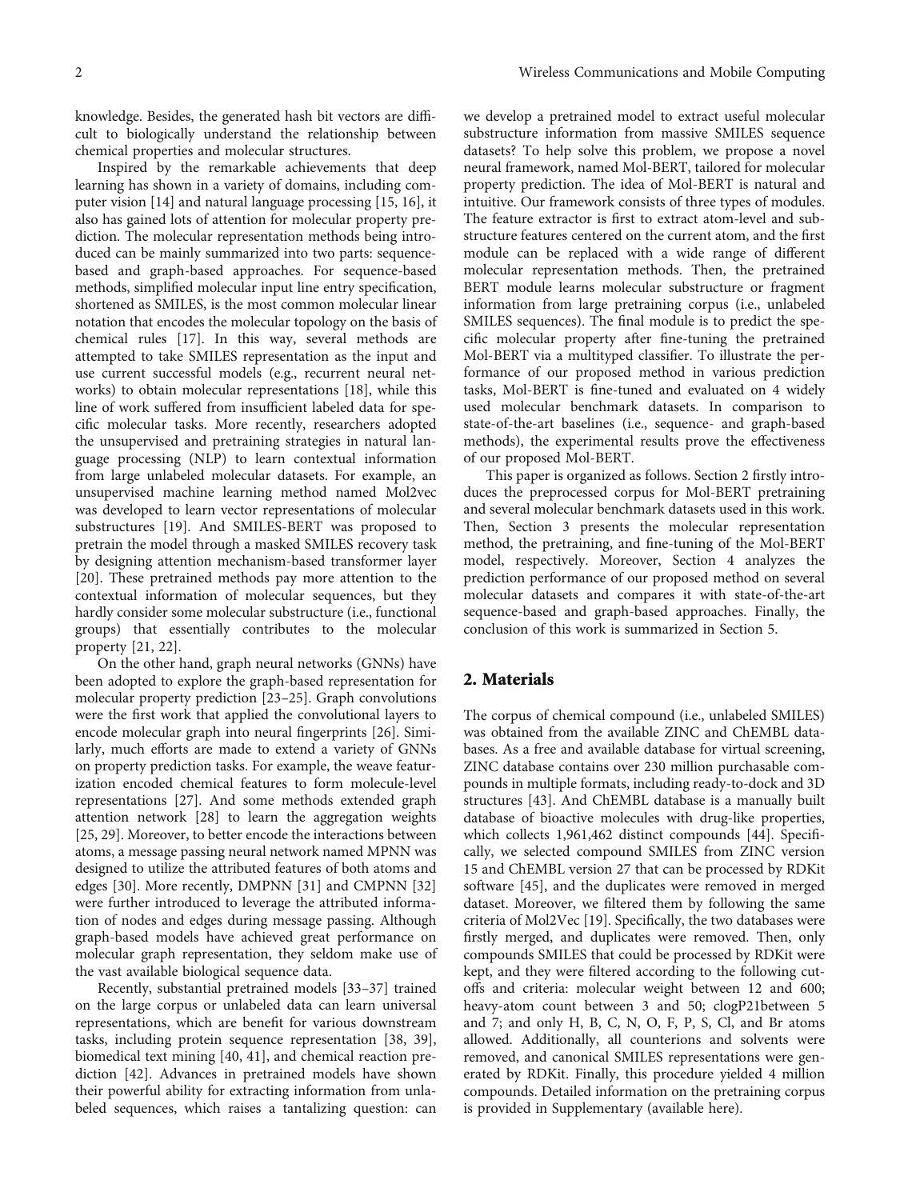knowledge. Besides, the generated hash bit vectors are difficult to biologically understand the relationship between chemical properties and molecular structures.

Inspired by the remarkable achievements that deep learning has shown in a variety of domains, including computer vision [14] and natural language processing [15, 16], it also has gained lots of attention for molecular property prediction. The molecular representation methods being introduced can be mainly summarized into two parts: sequence-based and graph-based approaches. For sequence-based methods, simplified molecular input line entry specification, shortened as SMILES, is the most common molecular linear notation that encodes the molecular topology on the basis of chemical rules [17]. In this way, several methods are attempted to take SMILES representation as the input and use current successful models (e.g., recurrent neural networks) to obtain molecular representations [18], while this line of work suffered from insufficient labeled data for specific molecular tasks. More recently, researchers adopted the unsupervised and pretraining strategies in natural language processing (NLP) to learn contextual information from large unlabeled molecular datasets. For example, an unsupervised machine learning method named Mol2vec was developed to learn vector representations of molecular substructures [19]. And SMILES-BERT was proposed to pretrain the model through a masked SMILES recovery task by designing attention mechanism-based transformer layer [20]. These pretrained methods pay more attention to the contextual information of molecular sequences, but they hardly consider some molecular substructure (i.e., functional groups) that essentially contributes to the molecular property [21, 22].

On the other hand, graph neural networks (GNNs) have been adopted to explore the graph-based representation for molecular property prediction [23–25]. Graph convolutions were the first work that applied the convolutional layers to encode molecular graph into neural fingerprints [26]. Similarly, much efforts are made to extend a variety of GNNs on property prediction tasks. For example, the weave featurization encoded chemical features to form molecule-level representations [27]. And some methods extended graph attention network [28] to learn the aggregation weights [25, 29]. Moreover, to better encode the interactions between atoms, a message passing neural network named MPNN was designed to utilize the attributed features of both atoms and edges [30]. More recently, DMPNN [31] and CMPNN [32] were further introduced to leverage the attributed information of nodes and edges during message passing. Although graph-based models have achieved great performance on molecular graph representation, they seldom make use of the vast available biological sequence data.

Recently, substantial pretrained models [33–37] trained on the large corpus or unlabeled data can learn universal representations, which are benefit for various downstream tasks, including protein sequence representation [38, 39], biomedical text mining [40, 41], and chemical reaction prediction [42]. Advances in pretrained models have shown their powerful ability for extracting information from unlabeled sequences, which raises a tantalizing question: can we develop a pretrained model to extract useful molecular substructure information from massive SMILES sequence datasets? To help solve this problem, we propose a novel neural framework, named Mol-BERT, tailored for molecular property prediction. The idea of Mol-BERT is natural and intuitive. Our framework consists of three types of modules. The feature extractor is first to extract atom-level and substructure features centered on the current atom, and the first module can be replaced with a wide range of different molecular representation methods. Then, the pretrained BERT module learns molecular substructure or fragment information from large pretraining corpus (i.e., unlabeled SMILES sequences). The final module is to predict the specific molecular property after fine-tuning the pretrained Mol-BERT via a multityped classifier. To illustrate the performance of our proposed method in various prediction tasks, Mol-BERT is fine-tuned and evaluated on 4 widely used molecular benchmark datasets. In comparison to state-of-the-art baselines (i.e., sequence- and graph-based methods), the experimental results prove the effectiveness of our proposed Mol-BERT.

This paper is organized as follows. Section 2 firstly introduces the preprocessed corpus for Mol-BERT pretraining and several molecular benchmark datasets used in this work. Then, Section 3 presents the molecular representation method, the pretraining, and fine-tuning of the Mol-BERT model, respectively. Moreover, Section 4 analyzes the prediction performance of our proposed method on several molecular datasets and compares it with state-of-the-art sequence-based and graph-based approaches. Finally, the conclusion of this work is summarized in Section 5.

## 2. Materials

The corpus of chemical compound (i.e., unlabeled SMILES) was obtained from the available ZINC and ChEMBL databases. As a free and available database for virtual screening, ZINC database contains over 230 million purchasable compounds in multiple formats, including ready-to-dock and 3D structures [43]. And ChEMBL database is a manually built database of bioactive molecules with drug-like properties, which collects 1,961,462 distinct compounds [44]. Specifically, we selected compound SMILES from ZINC version 15 and ChEMBL version 27 that can be processed by RDKit software [45], and the duplicates were removed in merged dataset. Moreover, we filtered them by following the same criteria of Mol2Vec [19]. Specifically, the two databases were firstly merged, and duplicates were removed. Then, only compounds SMILES that could be processed by RDKit were kept, and they were filtered according to the following cutoffs and criteria: molecular weight between 12 and 600; heavy-atom count between 3 and 50; clogP21between 5 and 7; and only H, B, C, N, O, F, P, S, Cl, and Br atoms allowed. Additionally, all counterions and solvents were removed, and canonical SMILES representations were generated by RDKit. Finally, this procedure yielded 4 million compounds. Detailed information on the pretraining corpus is provided in Supplementary (available here).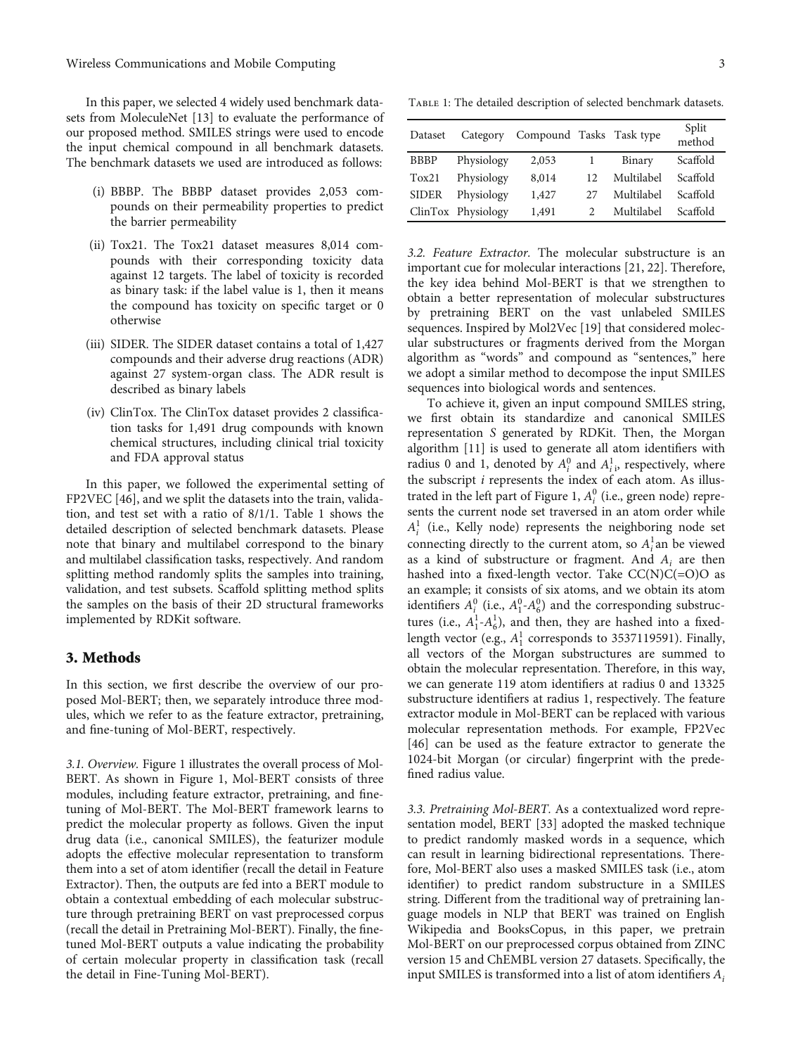In this paper, we selected 4 widely used benchmark datasets from MoleculeNet [13] to evaluate the performance of our proposed method. SMILES strings were used to encode the input chemical compound in all benchmark datasets. The benchmark datasets we used are introduced as follows:

(i) BBBP. The BBBP dataset provides 2,053 compounds on their permeability properties to predict the barrier permeability

(ii) Tox21. The Tox21 dataset measures 8,014 compounds with their corresponding toxicity data against 12 targets. The label of toxicity is recorded as binary task: if the label value is 1, then it means the compound has toxicity on specific target or 0 otherwise

(iii) SIDER. The SIDER dataset contains a total of 1,427 compounds and their adverse drug reactions (ADR) against 27 system-organ class. The ADR result is described as binary labels

(iv) ClinTox. The ClinTox dataset provides 2 classification tasks for 1,491 drug compounds with known chemical structures, including clinical trial toxicity and FDA approval status

In this paper, we followed the experimental setting of FP2VEC [46], and we split the datasets into the train, validation, and test set with a ratio of 8/1/1. Table 1 shows the detailed description of selected benchmark datasets. Please note that binary and multilabel correspond to the binary and multilabel classification tasks, respectively. And random splitting method randomly splits the samples into training, validation, and test subsets. Scaffold splitting method splits the samples on the basis of their 2D structural frameworks implemented by RDKit software.

Table 1: The detailed description of selected benchmark datasets.

| Dataset | Category | Compound | Tasks | Task type | Split method |
|---|---|---|---|---|---|
| BBBP | Physiology | 2,053 | 1 | Binary | Scaffold |
| Tox21 | Physiology | 8,014 | 12 | Multilabel | Scaffold |
| SIDER | Physiology | 1,427 | 27 | Multilabel | Scaffold |
| ClinTox | Physiology | 1,491 | 2 | Multilabel | Scaffold |

## 3. Methods

In this section, we first describe the overview of our proposed Mol-BERT; then, we separately introduce three modules, which we refer to as the feature extractor, pretraining, and fine-tuning of Mol-BERT, respectively.

*3.1. Overview.* Figure 1 illustrates the overall process of Mol-BERT. As shown in Figure 1, Mol-BERT consists of three modules, including feature extractor, pretraining, and fine-tuning of Mol-BERT. The Mol-BERT framework learns to predict the molecular property as follows. Given the input drug data (i.e., canonical SMILES), the featurizer module adopts the effective molecular representation to transform them into a set of atom identifier (recall the detail in Feature Extractor). Then, the outputs are fed into a BERT module to obtain a contextual embedding of each molecular substructure through pretraining BERT on vast preprocessed corpus (recall the detail in Pretraining Mol-BERT). Finally, the fine-tuned Mol-BERT outputs a value indicating the probability of certain molecular property in classification task (recall the detail in Fine-Tuning Mol-BERT).

*3.2. Feature Extractor.* The molecular substructure is an important cue for molecular interactions [21, 22]. Therefore, the key idea behind Mol-BERT is that we strengthen to obtain a better representation of molecular substructures by pretraining BERT on the vast unlabeled SMILES sequences. Inspired by Mol2Vec [19] that considered molecular substructures or fragments derived from the Morgan algorithm as "words" and compound as "sentences," here we adopt a similar method to decompose the input SMILES sequences into biological words and sentences.

To achieve it, given an input compound SMILES string, we first obtain its standardize and canonical SMILES representation $S$ generated by RDKit. Then, the Morgan algorithm [11] is used to generate all atom identifiers with radius 0 and 1, denoted by $A_i^0$ and $A_i^1$, respectively, where the subscript $i$ represents the index of each atom. As illustrated in the left part of Figure 1, $A_i^0$ (i.e., green node) represents the current node set traversed in an atom order while $A_i^1$ (i.e., Kelly node) represents the neighboring node set connecting directly to the current atom, so $A_i^1$an be viewed as a kind of substructure or fragment. And $A_i$ are then hashed into a fixed-length vector. Take CC(N)C(=O)O as an example; it consists of six atoms, and we obtain its atom identifiers $A_i^0$ (i.e., $A_1^0$-$A_6^0$) and the corresponding substructures (i.e., $A_1^1$-$A_6^1$), and then, they are hashed into a fixed-length vector (e.g., $A_1^1$ corresponds to 3537119591). Finally, all vectors of the Morgan substructures are summed to obtain the molecular representation. Therefore, in this way, we can generate 119 atom identifiers at radius 0 and 13325 substructure identifiers at radius 1, respectively. The feature extractor module in Mol-BERT can be replaced with various molecular representation methods. For example, FP2Vec [46] can be used as the feature extractor to generate the 1024-bit Morgan (or circular) fingerprint with the predefined radius value.

*3.3. Pretraining Mol-BERT.* As a contextualized word representation model, BERT [33] adopted the masked technique to predict randomly masked words in a sequence, which can result in learning bidirectional representations. Therefore, Mol-BERT also uses a masked SMILES task (i.e., atom identifier) to predict random substructure in a SMILES string. Different from the traditional way of pretraining language models in NLP that BERT was trained on English Wikipedia and BooksCopus, in this paper, we pretrain Mol-BERT on our preprocessed corpus obtained from ZINC version 15 and ChEMBL version 27 datasets. Specifically, the input SMILES is transformed into a list of atom identifiers $A_i$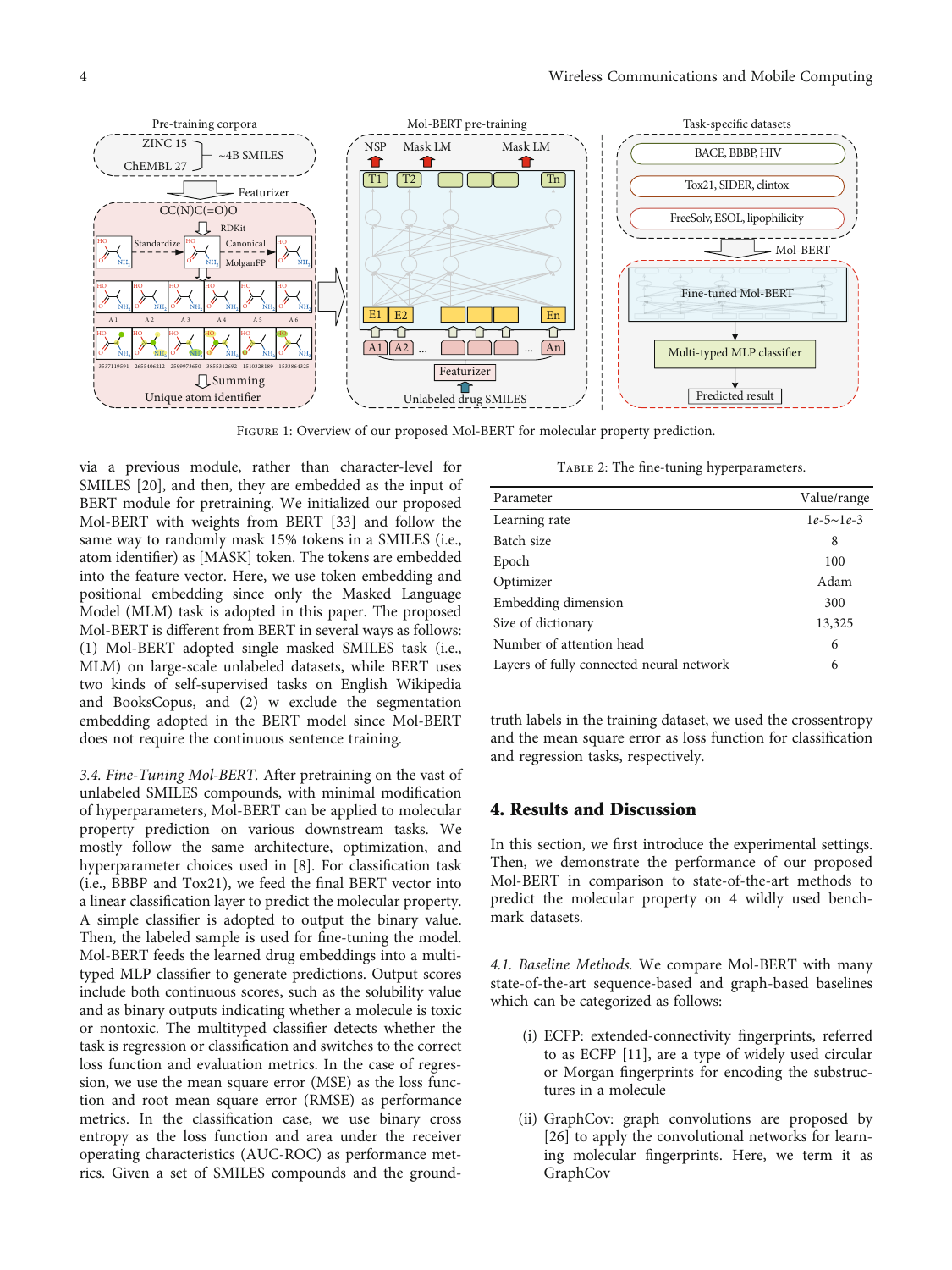FIGURE 1: Overview of our proposed Mol-BERT for molecular property prediction.

via a previous module, rather than character-level for SMILES [20], and then, they are embedded as the input of BERT module for pretraining. We initialized our proposed Mol-BERT with weights from BERT [33] and follow the same way to randomly mask 15% tokens in a SMILES (i.e., atom identifier) as [MASK] token. The tokens are embedded into the feature vector. Here, we use token embedding and positional embedding since only the Masked Language Model (MLM) task is adopted in this paper. The proposed Mol-BERT is different from BERT in several ways as follows: (1) Mol-BERT adopted single masked SMILES task (i.e., MLM) on large-scale unlabeled datasets, while BERT uses two kinds of self-supervised tasks on English Wikipedia and BooksCopus, and (2) w exclude the segmentation embedding adopted in the BERT model since Mol-BERT does not require the continuous sentence training.

*3.4. Fine-Tuning Mol-BERT.* After pretraining on the vast of unlabeled SMILES compounds, with minimal modification of hyperparameters, Mol-BERT can be applied to molecular property prediction on various downstream tasks. We mostly follow the same architecture, optimization, and hyperparameter choices used in [8]. For classification task (i.e., BBBP and Tox21), we feed the final BERT vector into a linear classification layer to predict the molecular property. A simple classifier is adopted to output the binary value. Then, the labeled sample is used for fine-tuning the model. Mol-BERT feeds the learned drug embeddings into a multi-typed MLP classifier to generate predictions. Output scores include both continuous scores, such as the solubility value and as binary outputs indicating whether a molecule is toxic or nontoxic. The multityped classifier detects whether the task is regression or classification and switches to the correct loss function and evaluation metrics. In the case of regression, we use the mean square error (MSE) as the loss function and root mean square error (RMSE) as performance metrics. In the classification case, we use binary cross entropy as the loss function and area under the receiver operating characteristics (AUC-ROC) as performance metrics. Given a set of SMILES compounds and the ground-truth labels in the training dataset, we used the crossentropy and the mean square error as loss function for classification and regression tasks, respectively.

TABLE 2: The fine-tuning hyperparameters.

| Parameter | Value/range |
|---|---|
| Learning rate | 1*e*-5~1*e*-3 |
| Batch size | 8 |
| Epoch | 100 |
| Optimizer | Adam |
| Embedding dimension | 300 |
| Size of dictionary | 13,325 |
| Number of attention head | 6 |
| Layers of fully connected neural network | 6 |

## 4. Results and Discussion

In this section, we first introduce the experimental settings. Then, we demonstrate the performance of our proposed Mol-BERT in comparison to state-of-the-art methods to predict the molecular property on 4 wildly used benchmark datasets.

*4.1. Baseline Methods.* We compare Mol-BERT with many state-of-the-art sequence-based and graph-based baselines which can be categorized as follows:

(i) ECFP: extended-connectivity fingerprints, referred to as ECFP [11], are a type of widely used circular or Morgan fingerprints for encoding the substructures in a molecule

(ii) GraphCov: graph convolutions are proposed by [26] to apply the convolutional networks for learning molecular fingerprints. Here, we term it as GraphCov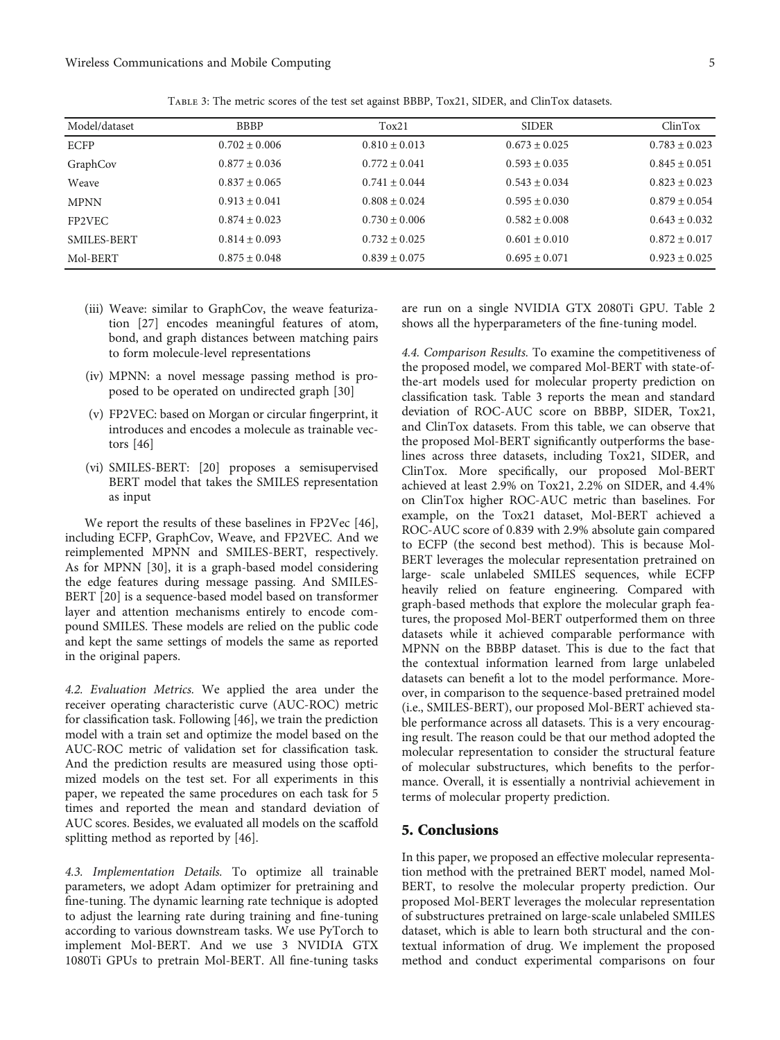Table 3: The metric scores of the test set against BBBP, Tox21, SIDER, and ClinTox datasets.

| Model/dataset | BBBP | Tox21 | SIDER | ClinTox |
|---|---|---|---|---|
| ECFP | $0.702 \pm 0.006$ | $0.810 \pm 0.013$ | $0.673 \pm 0.025$ | $0.783 \pm 0.023$ |
| GraphCov | $0.877 \pm 0.036$ | $0.772 \pm 0.041$ | $0.593 \pm 0.035$ | $0.845 \pm 0.051$ |
| Weave | $0.837 \pm 0.065$ | $0.741 \pm 0.044$ | $0.543 \pm 0.034$ | $0.823 \pm 0.023$ |
| MPNN | $0.913 \pm 0.041$ | $0.808 \pm 0.024$ | $0.595 \pm 0.030$ | $0.879 \pm 0.054$ |
| FP2VEC | $0.874 \pm 0.023$ | $0.730 \pm 0.006$ | $0.582 \pm 0.008$ | $0.643 \pm 0.032$ |
| SMILES-BERT | $0.814 \pm 0.093$ | $0.732 \pm 0.025$ | $0.601 \pm 0.010$ | $0.872 \pm 0.017$ |
| Mol-BERT | $0.875 \pm 0.048$ | $0.839 \pm 0.075$ | $0.695 \pm 0.071$ | $0.923 \pm 0.025$ |

(iii) Weave: similar to GraphCov, the weave featurization [27] encodes meaningful features of atom, bond, and graph distances between matching pairs to form molecule-level representations

(iv) MPNN: a novel message passing method is proposed to be operated on undirected graph [30]

(v) FP2VEC: based on Morgan or circular fingerprint, it introduces and encodes a molecule as trainable vectors [46]

(vi) SMILES-BERT: [20] proposes a semisupervised BERT model that takes the SMILES representation as input

We report the results of these baselines in FP2Vec [46], including ECFP, GraphCov, Weave, and FP2VEC. And we reimplemented MPNN and SMILES-BERT, respectively. As for MPNN [30], it is a graph-based model considering the edge features during message passing. And SMILES-BERT [20] is a sequence-based model based on transformer layer and attention mechanisms entirely to encode compound SMILES. These models are relied on the public code and kept the same settings of models the same as reported in the original papers.

*4.2. Evaluation Metrics.* We applied the area under the receiver operating characteristic curve (AUC-ROC) metric for classification task. Following [46], we train the prediction model with a train set and optimize the model based on the AUC-ROC metric of validation set for classification task. And the prediction results are measured using those optimized models on the test set. For all experiments in this paper, we repeated the same procedures on each task for 5 times and reported the mean and standard deviation of AUC scores. Besides, we evaluated all models on the scaffold splitting method as reported by [46].

*4.3. Implementation Details.* To optimize all trainable parameters, we adopt Adam optimizer for pretraining and fine-tuning. The dynamic learning rate technique is adopted to adjust the learning rate during training and fine-tuning according to various downstream tasks. We use PyTorch to implement Mol-BERT. And we use 3 NVIDIA GTX 1080Ti GPUs to pretrain Mol-BERT. All fine-tuning tasks are run on a single NVIDIA GTX 2080Ti GPU. Table 2 shows all the hyperparameters of the fine-tuning model.

*4.4. Comparison Results.* To examine the competitiveness of the proposed model, we compared Mol-BERT with state-of-the-art models used for molecular property prediction on classification task. Table 3 reports the mean and standard deviation of ROC-AUC score on BBBP, SIDER, Tox21, and ClinTox datasets. From this table, we can observe that the proposed Mol-BERT significantly outperforms the baselines across three datasets, including Tox21, SIDER, and ClinTox. More specifically, our proposed Mol-BERT achieved at least 2.9% on Tox21, 2.2% on SIDER, and 4.4% on ClinTox higher ROC-AUC metric than baselines. For example, on the Tox21 dataset, Mol-BERT achieved a ROC-AUC score of 0.839 with 2.9% absolute gain compared to ECFP (the second best method). This is because Mol-BERT leverages the molecular representation pretrained on large- scale unlabeled SMILES sequences, while ECFP heavily relied on feature engineering. Compared with graph-based methods that explore the molecular graph features, the proposed Mol-BERT outperformed them on three datasets while it achieved comparable performance with MPNN on the BBBP dataset. This is due to the fact that the contextual information learned from large unlabeled datasets can benefit a lot to the model performance. Moreover, in comparison to the sequence-based pretrained model (i.e., SMILES-BERT), our proposed Mol-BERT achieved stable performance across all datasets. This is a very encouraging result. The reason could be that our method adopted the molecular representation to consider the structural feature of molecular substructures, which benefits to the performance. Overall, it is essentially a nontrivial achievement in terms of molecular property prediction.

## 5. Conclusions

In this paper, we proposed an effective molecular representation method with the pretrained BERT model, named Mol-BERT, to resolve the molecular property prediction. Our proposed Mol-BERT leverages the molecular representation of substructures pretrained on large-scale unlabeled SMILES dataset, which is able to learn both structural and the contextual information of drug. We implement the proposed method and conduct experimental comparisons on four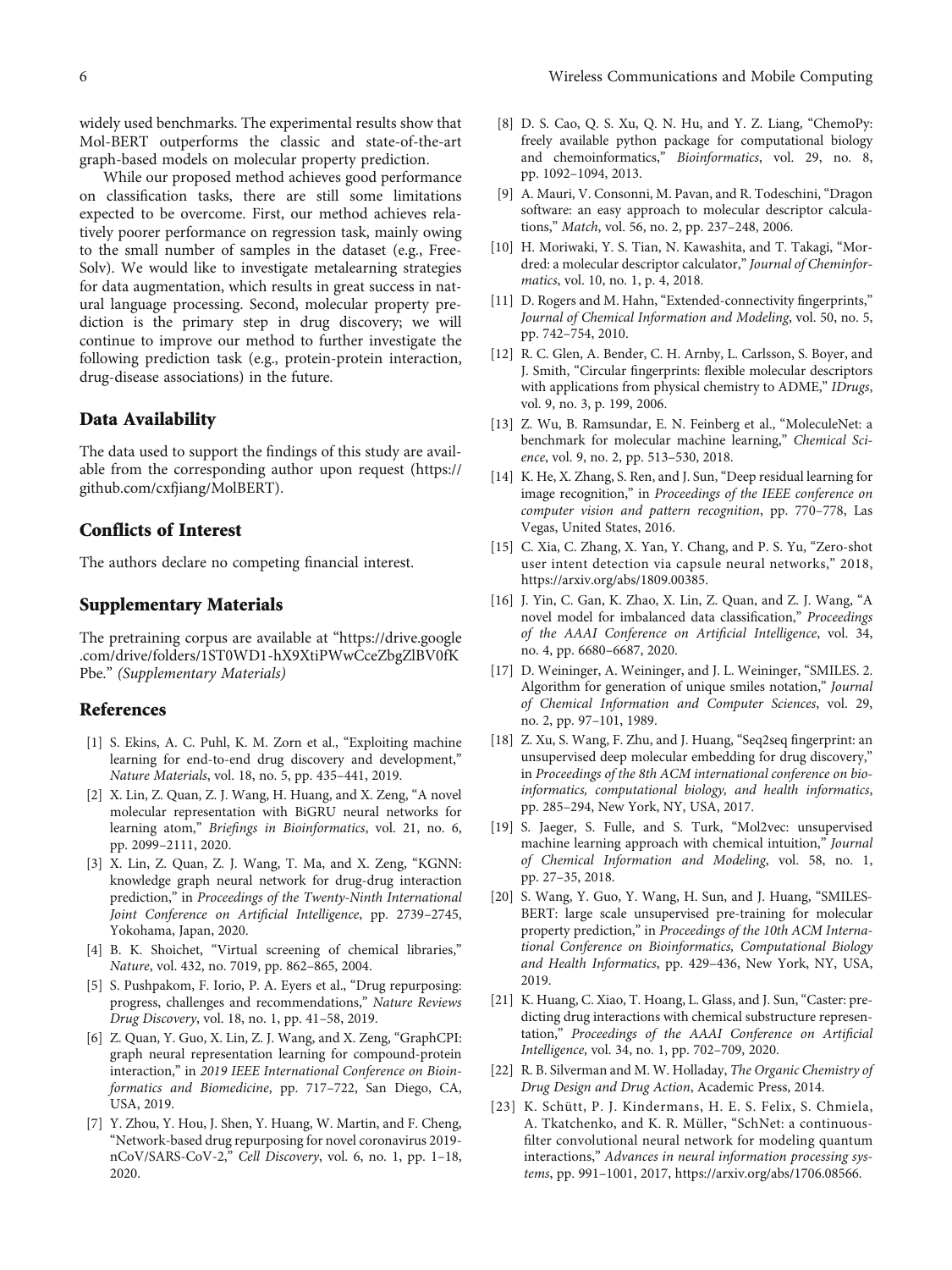widely used benchmarks. The experimental results show that Mol-BERT outperforms the classic and state-of-the-art graph-based models on molecular property prediction.

While our proposed method achieves good performance on classification tasks, there are still some limitations expected to be overcome. First, our method achieves relatively poorer performance on regression task, mainly owing to the small number of samples in the dataset (e.g., FreeSolv). We would like to investigate metalearning strategies for data augmentation, which results in great success in natural language processing. Second, molecular property prediction is the primary step in drug discovery; we will continue to improve our method to further investigate the following prediction task (e.g., protein-protein interaction, drug-disease associations) in the future.

## Data Availability

The data used to support the findings of this study are available from the corresponding author upon request (https://github.com/cxfjiang/MolBERT).

## Conflicts of Interest

The authors declare no competing financial interest.

## Supplementary Materials

The pretraining corpus are available at "https://drive.google.com/drive/folders/1ST0WD1-hX9XtiPWwCceZbgZlBV0fKPbe." *(Supplementary Materials)*

## References

[1] S. Ekins, A. C. Puhl, K. M. Zorn et al., "Exploiting machine learning for end-to-end drug discovery and development," *Nature Materials*, vol. 18, no. 5, pp. 435–441, 2019.

[2] X. Lin, Z. Quan, Z. J. Wang, H. Huang, and X. Zeng, "A novel molecular representation with BiGRU neural networks for learning atom," *Briefings in Bioinformatics*, vol. 21, no. 6, pp. 2099–2111, 2020.

[3] X. Lin, Z. Quan, Z. J. Wang, T. Ma, and X. Zeng, "KGNN: knowledge graph neural network for drug-drug interaction prediction," in *Proceedings of the Twenty-Ninth International Joint Conference on Artificial Intelligence*, pp. 2739–2745, Yokohama, Japan, 2020.

[4] B. K. Shoichet, "Virtual screening of chemical libraries," *Nature*, vol. 432, no. 7019, pp. 862–865, 2004.

[5] S. Pushpakom, F. Iorio, P. A. Eyers et al., "Drug repurposing: progress, challenges and recommendations," *Nature Reviews Drug Discovery*, vol. 18, no. 1, pp. 41–58, 2019.

[6] Z. Quan, Y. Guo, X. Lin, Z. J. Wang, and X. Zeng, "GraphCPI: graph neural representation learning for compound-protein interaction," in *2019 IEEE International Conference on Bioinformatics and Biomedicine*, pp. 717–722, San Diego, CA, USA, 2019.

[7] Y. Zhou, Y. Hou, J. Shen, Y. Huang, W. Martin, and F. Cheng, "Network-based drug repurposing for novel coronavirus 2019-nCoV/SARS-CoV-2," *Cell Discovery*, vol. 6, no. 1, pp. 1–18, 2020.

[8] D. S. Cao, Q. S. Xu, Q. N. Hu, and Y. Z. Liang, "ChemoPy: freely available python package for computational biology and chemoinformatics," *Bioinformatics*, vol. 29, no. 8, pp. 1092–1094, 2013.

[9] A. Mauri, V. Consonni, M. Pavan, and R. Todeschini, "Dragon software: an easy approach to molecular descriptor calculations," *Match*, vol. 56, no. 2, pp. 237–248, 2006.

[10] H. Moriwaki, Y. S. Tian, N. Kawashita, and T. Takagi, "Mordred: a molecular descriptor calculator," *Journal of Cheminformatics*, vol. 10, no. 1, p. 4, 2018.

[11] D. Rogers and M. Hahn, "Extended-connectivity fingerprints," *Journal of Chemical Information and Modeling*, vol. 50, no. 5, pp. 742–754, 2010.

[12] R. C. Glen, A. Bender, C. H. Arnby, L. Carlsson, S. Boyer, and J. Smith, "Circular fingerprints: flexible molecular descriptors with applications from physical chemistry to ADME," *IDrugs*, vol. 9, no. 3, p. 199, 2006.

[13] Z. Wu, B. Ramsundar, E. N. Feinberg et al., "MoleculeNet: a benchmark for molecular machine learning," *Chemical Science*, vol. 9, no. 2, pp. 513–530, 2018.

[14] K. He, X. Zhang, S. Ren, and J. Sun, "Deep residual learning for image recognition," in *Proceedings of the IEEE conference on computer vision and pattern recognition*, pp. 770–778, Las Vegas, United States, 2016.

[15] C. Xia, C. Zhang, X. Yan, Y. Chang, and P. S. Yu, "Zero-shot user intent detection via capsule neural networks," 2018, https://arxiv.org/abs/1809.00385.

[16] J. Yin, C. Gan, K. Zhao, X. Lin, Z. Quan, and Z. J. Wang, "A novel model for imbalanced data classification," *Proceedings of the AAAI Conference on Artificial Intelligence*, vol. 34, no. 4, pp. 6680–6687, 2020.

[17] D. Weininger, A. Weininger, and J. L. Weininger, "SMILES. 2. Algorithm for generation of unique smiles notation," *Journal of Chemical Information and Computer Sciences*, vol. 29, no. 2, pp. 97–101, 1989.

[18] Z. Xu, S. Wang, F. Zhu, and J. Huang, "Seq2seq fingerprint: an unsupervised deep molecular embedding for drug discovery," in *Proceedings of the 8th ACM international conference on bioinformatics, computational biology, and health informatics*, pp. 285–294, New York, NY, USA, 2017.

[19] S. Jaeger, S. Fulle, and S. Turk, "Mol2vec: unsupervised machine learning approach with chemical intuition," *Journal of Chemical Information and Modeling*, vol. 58, no. 1, pp. 27–35, 2018.

[20] S. Wang, Y. Guo, Y. Wang, H. Sun, and J. Huang, "SMILES-BERT: large scale unsupervised pre-training for molecular property prediction," in *Proceedings of the 10th ACM International Conference on Bioinformatics, Computational Biology and Health Informatics*, pp. 429–436, New York, NY, USA, 2019.

[21] K. Huang, C. Xiao, T. Hoang, L. Glass, and J. Sun, "Caster: predicting drug interactions with chemical substructure representation," *Proceedings of the AAAI Conference on Artificial Intelligence*, vol. 34, no. 1, pp. 702–709, 2020.

[22] R. B. Silverman and M. W. Holladay, *The Organic Chemistry of Drug Design and Drug Action*, Academic Press, 2014.

[23] K. Schütt, P. J. Kindermans, H. E. S. Felix, S. Chmiela, A. Tkatchenko, and K. R. Müller, "SchNet: a continuous-filter convolutional neural network for modeling quantum interactions," *Advances in neural information processing systems*, pp. 991–1001, 2017, https://arxiv.org/abs/1706.08566.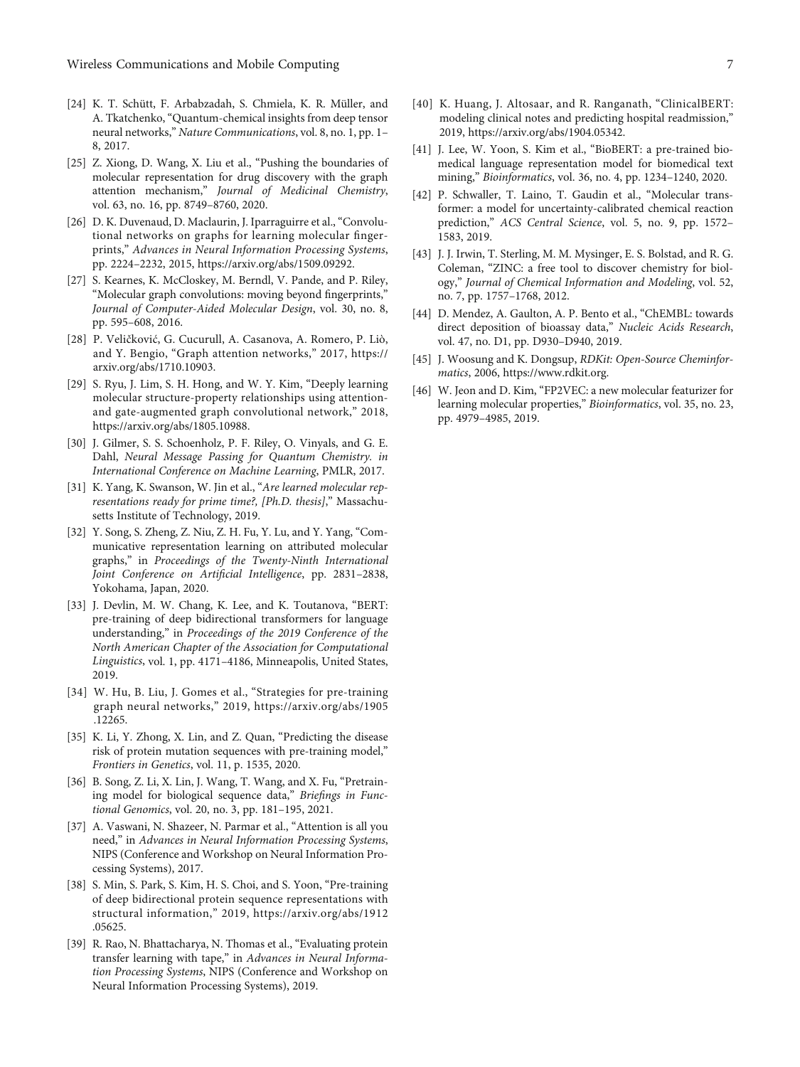[24] K. T. Schütt, F. Arbabzadah, S. Chmiela, K. R. Müller, and A. Tkatchenko, "Quantum-chemical insights from deep tensor neural networks," *Nature Communications*, vol. 8, no. 1, pp. 1–8, 2017.

[25] Z. Xiong, D. Wang, X. Liu et al., "Pushing the boundaries of molecular representation for drug discovery with the graph attention mechanism," *Journal of Medicinal Chemistry*, vol. 63, no. 16, pp. 8749–8760, 2020.

[26] D. K. Duvenaud, D. Maclaurin, J. Iparraguirre et al., "Convolutional networks on graphs for learning molecular fingerprints," *Advances in Neural Information Processing Systems*, pp. 2224–2232, 2015, https://arxiv.org/abs/1509.09292.

[27] S. Kearnes, K. McCloskey, M. Berndl, V. Pande, and P. Riley, "Molecular graph convolutions: moving beyond fingerprints," *Journal of Computer-Aided Molecular Design*, vol. 30, no. 8, pp. 595–608, 2016.

[28] P. Veličković, G. Cucurull, A. Casanova, A. Romero, P. Liò, and Y. Bengio, "Graph attention networks," 2017, https://arxiv.org/abs/1710.10903.

[29] S. Ryu, J. Lim, S. H. Hong, and W. Y. Kim, "Deeply learning molecular structure-property relationships using attention- and gate-augmented graph convolutional network," 2018, https://arxiv.org/abs/1805.10988.

[30] J. Gilmer, S. S. Schoenholz, P. F. Riley, O. Vinyals, and G. E. Dahl, *Neural Message Passing for Quantum Chemistry. in International Conference on Machine Learning*, PMLR, 2017.

[31] K. Yang, K. Swanson, W. Jin et al., "*Are learned molecular representations ready for prime time?, [Ph.D. thesis]*," Massachusetts Institute of Technology, 2019.

[32] Y. Song, S. Zheng, Z. Niu, Z. H. Fu, Y. Lu, and Y. Yang, "Communicative representation learning on attributed molecular graphs," in *Proceedings of the Twenty-Ninth International Joint Conference on Artificial Intelligence*, pp. 2831–2838, Yokohama, Japan, 2020.

[33] J. Devlin, M. W. Chang, K. Lee, and K. Toutanova, "BERT: pre-training of deep bidirectional transformers for language understanding," in *Proceedings of the 2019 Conference of the North American Chapter of the Association for Computational Linguistics*, vol. 1, pp. 4171–4186, Minneapolis, United States, 2019.

[34] W. Hu, B. Liu, J. Gomes et al., "Strategies for pre-training graph neural networks," 2019, https://arxiv.org/abs/1905.12265.

[35] K. Li, Y. Zhong, X. Lin, and Z. Quan, "Predicting the disease risk of protein mutation sequences with pre-training model," *Frontiers in Genetics*, vol. 11, p. 1535, 2020.

[36] B. Song, Z. Li, X. Lin, J. Wang, T. Wang, and X. Fu, "Pretraining model for biological sequence data," *Briefings in Functional Genomics*, vol. 20, no. 3, pp. 181–195, 2021.

[37] A. Vaswani, N. Shazeer, N. Parmar et al., "Attention is all you need," in *Advances in Neural Information Processing Systems*, NIPS (Conference and Workshop on Neural Information Processing Systems), 2017.

[38] S. Min, S. Park, S. Kim, H. S. Choi, and S. Yoon, "Pre-training of deep bidirectional protein sequence representations with structural information," 2019, https://arxiv.org/abs/1912.05625.

[39] R. Rao, N. Bhattacharya, N. Thomas et al., "Evaluating protein transfer learning with tape," in *Advances in Neural Information Processing Systems*, NIPS (Conference and Workshop on Neural Information Processing Systems), 2019.

[40] K. Huang, J. Altosaar, and R. Ranganath, "ClinicalBERT: modeling clinical notes and predicting hospital readmission," 2019, https://arxiv.org/abs/1904.05342.

[41] J. Lee, W. Yoon, S. Kim et al., "BioBERT: a pre-trained biomedical language representation model for biomedical text mining," *Bioinformatics*, vol. 36, no. 4, pp. 1234–1240, 2020.

[42] P. Schwaller, T. Laino, T. Gaudin et al., "Molecular transformer: a model for uncertainty-calibrated chemical reaction prediction," *ACS Central Science*, vol. 5, no. 9, pp. 1572–1583, 2019.

[43] J. J. Irwin, T. Sterling, M. M. Mysinger, E. S. Bolstad, and R. G. Coleman, "ZINC: a free tool to discover chemistry for biology," *Journal of Chemical Information and Modeling*, vol. 52, no. 7, pp. 1757–1768, 2012.

[44] D. Mendez, A. Gaulton, A. P. Bento et al., "ChEMBL: towards direct deposition of bioassay data," *Nucleic Acids Research*, vol. 47, no. D1, pp. D930–D940, 2019.

[45] J. Woosung and K. Dongsup, *RDKit: Open-Source Cheminformatics*, 2006, https://www.rdkit.org.

[46] W. Jeon and D. Kim, "FP2VEC: a new molecular featurizer for learning molecular properties," *Bioinformatics*, vol. 35, no. 23, pp. 4979–4985, 2019.